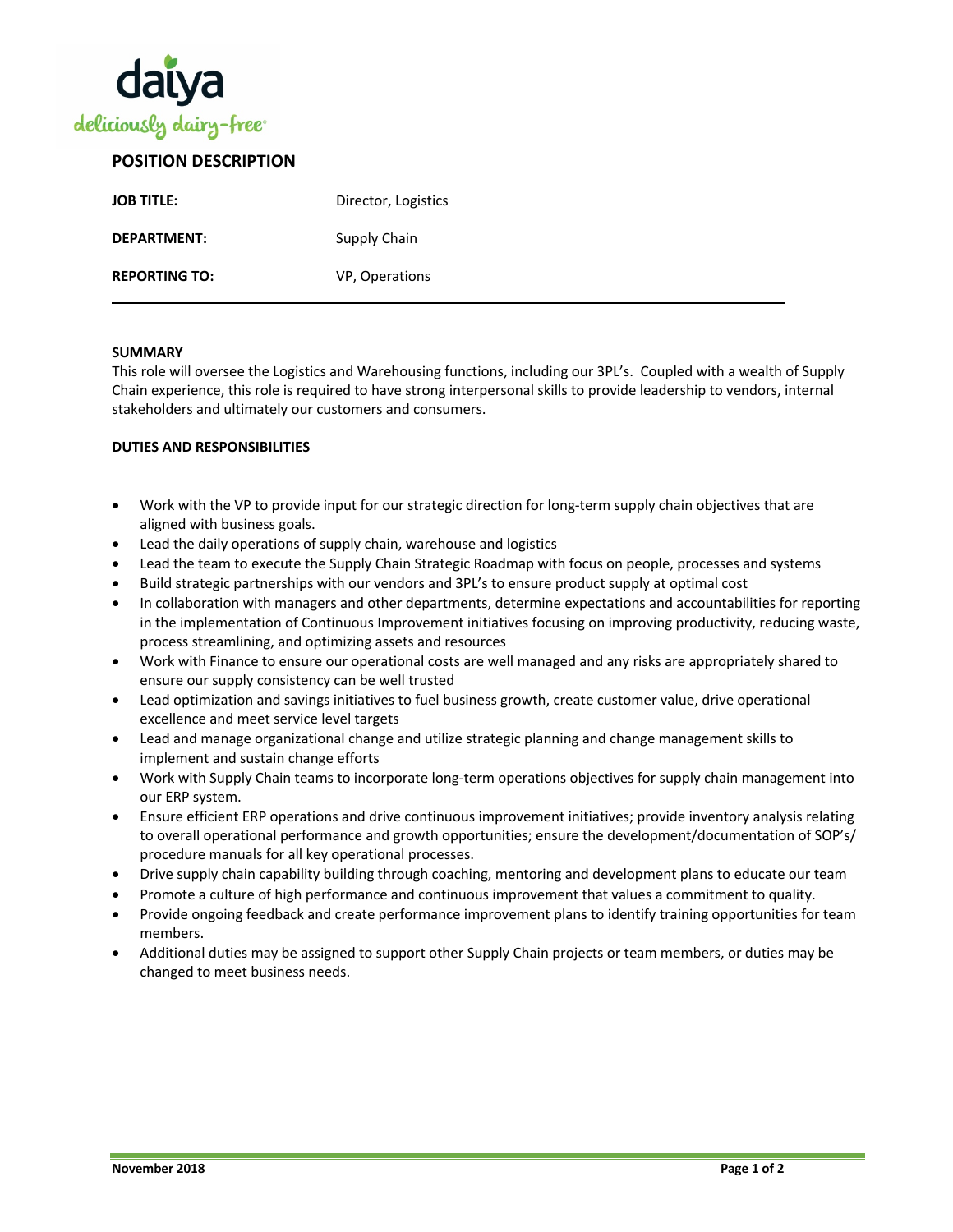daiya
deliciously dairy-free

# POSITION DESCRIPTION

| | |
|---|---|
| **JOB TITLE:** | Director, Logistics |
| **DEPARTMENT:** | Supply Chain |
| **REPORTING TO:** | VP, Operations |

---

**SUMMARY**

This role will oversee the Logistics and Warehousing functions, including our 3PL's. Coupled with a wealth of Supply Chain experience, this role is required to have strong interpersonal skills to provide leadership to vendors, internal stakeholders and ultimately our customers and consumers.

**DUTIES AND RESPONSIBILITIES**

- Work with the VP to provide input for our strategic direction for long-term supply chain objectives that are aligned with business goals.
- Lead the daily operations of supply chain, warehouse and logistics
- Lead the team to execute the Supply Chain Strategic Roadmap with focus on people, processes and systems
- Build strategic partnerships with our vendors and 3PL's to ensure product supply at optimal cost
- In collaboration with managers and other departments, determine expectations and accountabilities for reporting in the implementation of Continuous Improvement initiatives focusing on improving productivity, reducing waste, process streamlining, and optimizing assets and resources
- Work with Finance to ensure our operational costs are well managed and any risks are appropriately shared to ensure our supply consistency can be well trusted
- Lead optimization and savings initiatives to fuel business growth, create customer value, drive operational excellence and meet service level targets
- Lead and manage organizational change and utilize strategic planning and change management skills to implement and sustain change efforts
- Work with Supply Chain teams to incorporate long-term operations objectives for supply chain management into our ERP system.
- Ensure efficient ERP operations and drive continuous improvement initiatives; provide inventory analysis relating to overall operational performance and growth opportunities; ensure the development/documentation of SOP's/ procedure manuals for all key operational processes.
- Drive supply chain capability building through coaching, mentoring and development plans to educate our team
- Promote a culture of high performance and continuous improvement that values a commitment to quality.
- Provide ongoing feedback and create performance improvement plans to identify training opportunities for team members.
- Additional duties may be assigned to support other Supply Chain projects or team members, or duties may be changed to meet business needs.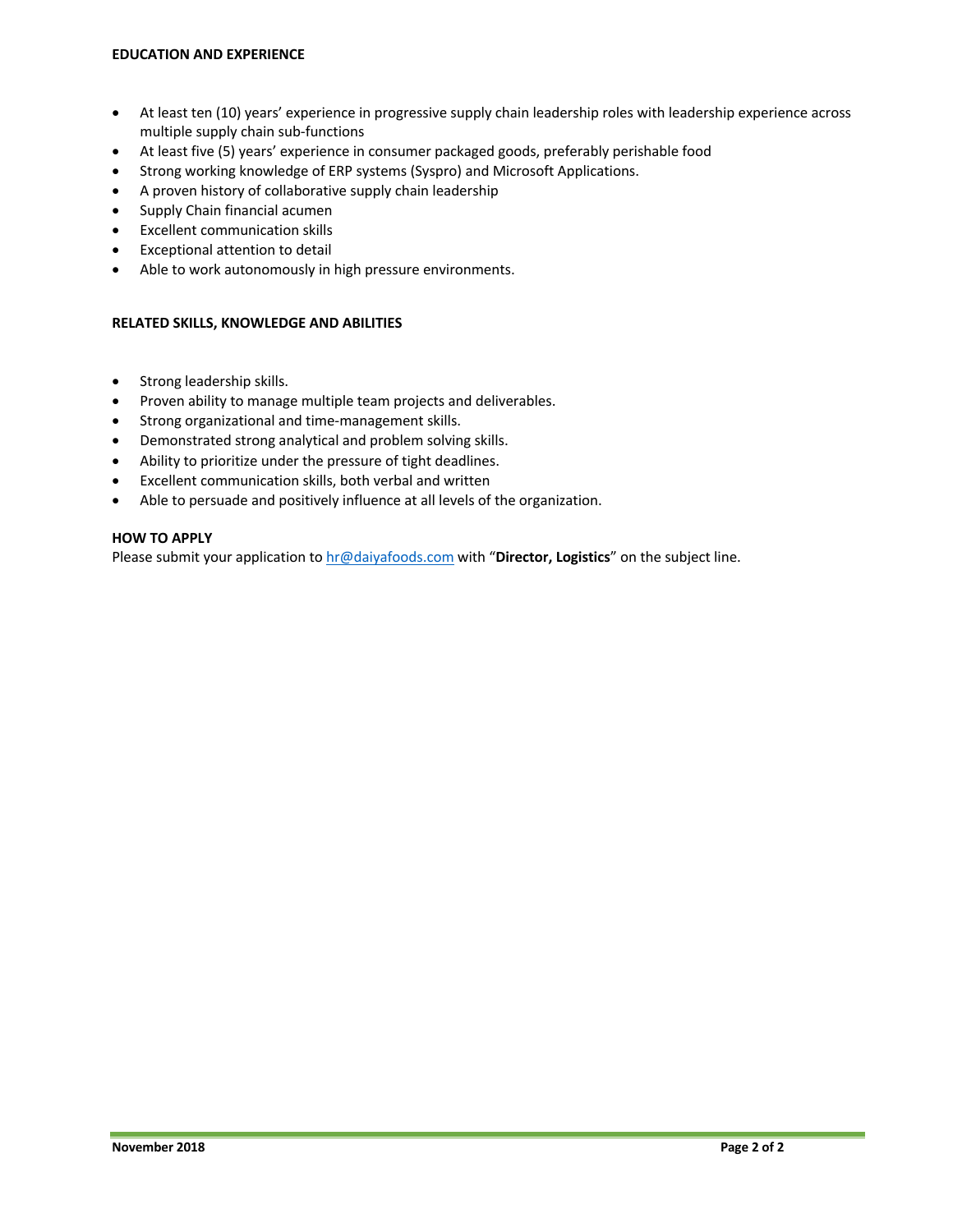**EDUCATION AND EXPERIENCE**

- At least ten (10) years' experience in progressive supply chain leadership roles with leadership experience across multiple supply chain sub-functions
- At least five (5) years' experience in consumer packaged goods, preferably perishable food
- Strong working knowledge of ERP systems (Syspro) and Microsoft Applications.
- A proven history of collaborative supply chain leadership
- Supply Chain financial acumen
- Excellent communication skills
- Exceptional attention to detail
- Able to work autonomously in high pressure environments.

**RELATED SKILLS, KNOWLEDGE AND ABILITIES**

- Strong leadership skills.
- Proven ability to manage multiple team projects and deliverables.
- Strong organizational and time-management skills.
- Demonstrated strong analytical and problem solving skills.
- Ability to prioritize under the pressure of tight deadlines.
- Excellent communication skills, both verbal and written
- Able to persuade and positively influence at all levels of the organization.

**HOW TO APPLY**

Please submit your application to hr@daiyafoods.com with "**Director, Logistics**" on the subject line.